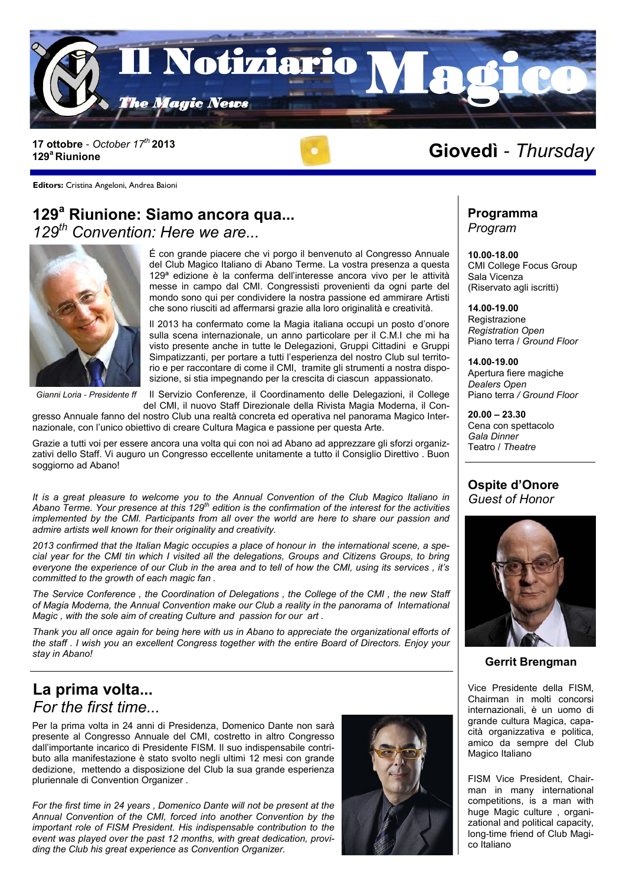# Il Notiziario Magico

*The Magic News*

**17 ottobre** - *October 17th* **2013**
**129ª Riunione**

# Giovedì - *Thursday*

**Editors:** Cristina Angeloni, Andrea Baioni

## 129ª Riunione: Siamo ancora qua...
## *129th Convention: Here we are...*

Gianni Loria - Presidente ff

É con grande piacere che vi porgo il benvenuto al Congresso Annuale del Club Magico Italiano di Abano Terme. La vostra presenza a questa 129ª edizione è la conferma dell'interesse ancora vivo per le attività messe in campo dal CMI. Congressisti provenienti da ogni parte del mondo sono qui per condividere la nostra passione ed ammirare Artisti che sono riusciti ad affermarsi grazie alla loro originalità e creatività.

Il 2013 ha confermato come la Magia italiana occupi un posto d'onore sulla scena internazionale, un anno particolare per il C.M.I che mi ha visto presente anche in tutte le Delegazioni, Gruppi Cittadini e Gruppi Simpatizzanti, per portare a tutti l'esperienza del nostro Club sul territorio e per raccontare di come il CMI, tramite gli strumenti a nostra disposizione, si stia impegnando per la crescita di ciascun appassionato.

Il Servizio Conferenze, il Coordinamento delle Delegazioni, il College del CMI, il nuovo Staff Direzionale della Rivista Magia Moderna, il Congresso Annuale fanno del nostro Club una realtà concreta ed operativa nel panorama Magico Internazionale, con l'unico obiettivo di creare Cultura Magica e passione per questa Arte.

Grazie a tutti voi per essere ancora una volta qui con noi ad Abano ad apprezzare gli sforzi organizzativi dello Staff. Vi auguro un Congresso eccellente unitamente a tutto il Consiglio Direttivo . Buon soggiorno ad Abano!

*It is a great pleasure to welcome you to the Annual Convention of the Club Magico Italiano in Abano Terme. Your presence at this 129th edition is the confirmation of the interest for the activities implemented by the CMI. Participants from all over the world are here to share our passion and admire artists well known for their originality and creativity.*

*2013 confirmed that the Italian Magic occupies a place of honour in the international scene, a special year for the CMI tin which I visited all the delegations, Groups and Citizens Groups, to bring everyone the experience of our Club in the area and to tell of how the CMI, using its services , it's committed to the growth of each magic fan .*

*The Service Conference , the Coordination of Delegations , the College of the CMI , the new Staff of Magia Moderna, the Annual Convention make our Club a reality in the panorama of International Magic , with the sole aim of creating Culture and passion for our art .*

*Thank you all once again for being here with us in Abano to appreciate the organizational efforts of the staff . I wish you an excellent Congress together with the entire Board of Directors. Enjoy your stay in Abano!*

## La prima volta...
## *For the first time...*

Per la prima volta in 24 anni di Presidenza, Domenico Dante non sarà presente al Congresso Annuale del CMI, costretto in altro Congresso dall'importante incarico di Presidente FISM. Il suo indispensabile contributo alla manifestazione è stato svolto negli ultimi 12 mesi con grande dedizione, mettendo a disposizione del Club la sua grande esperienza pluriennale di Convention Organizer .

*For the first time in 24 years , Domenico Dante will not be present at the Annual Convention of the CMI, forced into another Convention by the important role of FISM President. His indispensable contribution to the event was played over the past 12 months, with great dedication, providing the Club his great experience as Convention Organizer.*

## Programma
## *Program*

**10.00-18.00**
CMI College Focus Group
Sala Vicenza
(Riservato agli iscritti)

**14.00-19.00**
Registrazione
*Registration Open*
Piano terra / *Ground Floor*

**14.00-19.00**
Apertura fiere magiche
*Dealers Open*
Piano terra / *Ground Floor*

**20.00 – 23.30**
Cena con spettacolo
*Gala Dinner*
Teatro / *Theatre*

## Ospite d'Onore
## *Guest of Honor*

**Gerrit Brengman**

Vice Presidente della FISM, Chairman in molti concorsi internazionali, è un uomo di grande cultura Magica, capacità organizzativa e politica, amico da sempre del Club Magico Italiano

FISM Vice President, Chairman in many international competitions, is a man with huge Magic culture , organizational and political capacity, long-time friend of Club Magico Italiano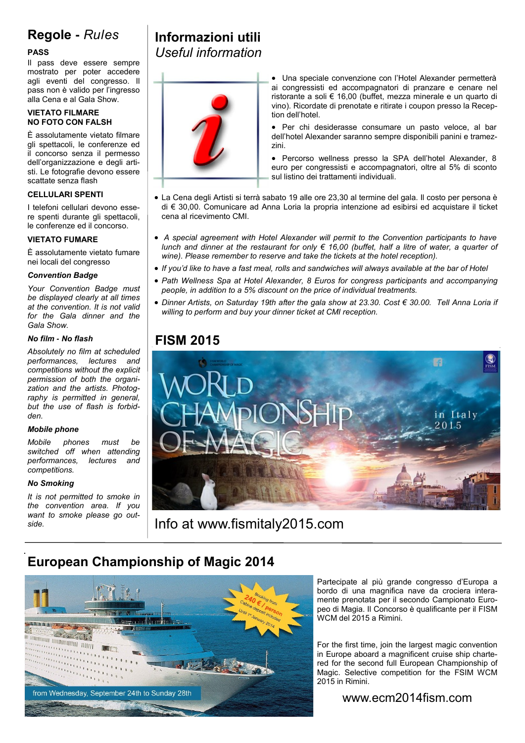## Regole - *Rules*

**PASS**

Il pass deve essere sempre mostrato per poter accedere agli eventi del congresso. Il pass non è valido per l'ingresso alla Cena e al Gala Show.

**VIETATO FILMARE**
**NO FOTO CON FALSH**

È assolutamente vietato filmare gli spettacoli, le conferenze ed il concorso senza il permesso dell'organizzazione e degli artisti. Le fotografie devono essere scattate senza flash

**CELLULARI SPENTI**

I telefoni cellulari devono essere spenti durante gli spettacoli, le conferenze ed il concorso.

**VIETATO FUMARE**

È assolutamente vietato fumare nei locali del congresso

***Convention Badge***

*Your Convention Badge must be displayed clearly at all times at the convention. It is not valid for the Gala dinner and the Gala Show.*

***No film - No flash***

*Absolutely no film at scheduled performances, lectures and competitions without the explicit permission of both the organization and the artists. Photography is permitted in general, but the use of flash is forbidden.*

***Mobile phone***

*Mobile phones must be switched off when attending performances, lectures and competitions.*

***No Smoking***

*It is not permitted to smoke in the convention area. If you want to smoke please go outside.*

## Informazioni utili
*Useful information*

- Una speciale convenzione con l'Hotel Alexander permetterà ai congressisti ed accompagnatori di pranzare e cenare nel ristorante a soli € 16,00 (buffet, mezza minerale e un quarto di vino). Ricordate di prenotate e ritirate i coupon presso la Reception dell'hotel.
- Per chi desiderasse consumare un pasto veloce, al bar dell'hotel Alexander saranno sempre disponibili panini e tramezzini.
- Percorso wellness presso la SPA dell'hotel Alexander, 8 euro per congressisti e accompagnatori, oltre al 5% di sconto sul listino dei trattamenti individuali.
- La Cena degli Artisti si terrà sabato 19 alle ore 23,30 al termine del gala. Il costo per persona è di € 30,00. Comunicare ad Anna Loria la propria intenzione ad esibirsi ed acquistare il ticket cena al ricevimento CMI.

- *A special agreement with Hotel Alexander will permit to the Convention participants to have lunch and dinner at the restaurant for only € 16,00 (buffet, half a litre of water, a quarter of wine). Please remember to reserve and take the tickets at the hotel reception).*
- *If you'd like to have a fast meal, rolls and sandwiches will always available at the bar of Hotel*
- *Path Wellness Spa at Hotel Alexander, 8 Euros for congress participants and accompanying people, in addition to a 5% discount on the price of individual treatments.*
- *Dinner Artists, on Saturday 19th after the gala show at 23.30. Cost € 30.00. Tell Anna Loria if willing to perform and buy your dinner ticket at CMI reception.*

## FISM 2015

WORLD CHAMPIONSHIP OF MAGIC

in Italy 2015

Info at www.fismitaly2015.com

## European Championship of Magic 2014

Booking from 240 € / person
Cabine deposit included
Until 1st January 2014

from Wednesday, September 24th to Sunday 28th

Partecipate al più grande congresso d'Europa a bordo di una magnifica nave da crociera interamente prenotata per il secondo Campionato Europeo di Magia. Il Concorso è qualificante per il FISM WCM del 2015 a Rimini.

For the first time, join the largest magic convention in Europe aboard a magnificent cruise ship chartered for the second full European Championship of Magic. Selective competition for the FSIM WCM 2015 in Rimini.

www.ecm2014fism.com